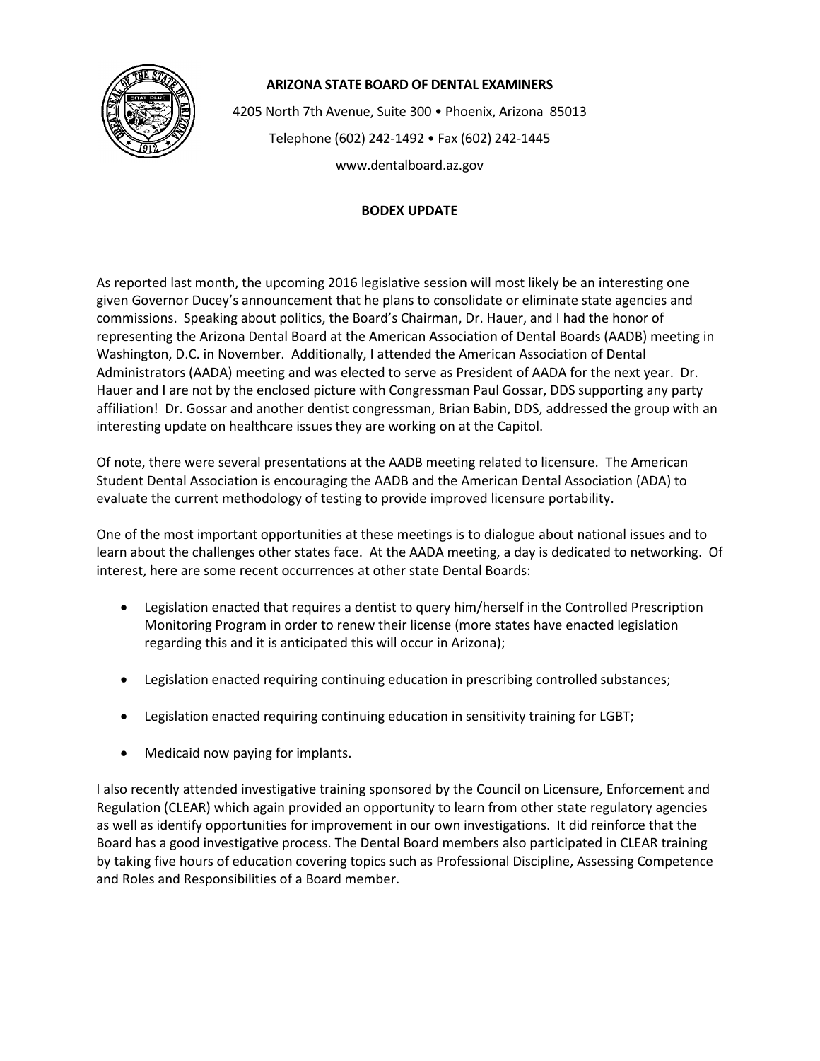**ARIZONA STATE BOARD OF DENTAL EXAMINERS**

4205 North 7th Avenue, Suite 300 • Phoenix, Arizona 85013

Telephone (602) 242-1492 • Fax (602) 242-1445

www.dentalboard.az.gov

## BODEX UPDATE

As reported last month, the upcoming 2016 legislative session will most likely be an interesting one given Governor Ducey's announcement that he plans to consolidate or eliminate state agencies and commissions. Speaking about politics, the Board's Chairman, Dr. Hauer, and I had the honor of representing the Arizona Dental Board at the American Association of Dental Boards (AADB) meeting in Washington, D.C. in November. Additionally, I attended the American Association of Dental Administrators (AADA) meeting and was elected to serve as President of AADA for the next year. Dr. Hauer and I are not by the enclosed picture with Congressman Paul Gossar, DDS supporting any party affiliation! Dr. Gossar and another dentist congressman, Brian Babin, DDS, addressed the group with an interesting update on healthcare issues they are working on at the Capitol.

Of note, there were several presentations at the AADB meeting related to licensure. The American Student Dental Association is encouraging the AADB and the American Dental Association (ADA) to evaluate the current methodology of testing to provide improved licensure portability.

One of the most important opportunities at these meetings is to dialogue about national issues and to learn about the challenges other states face. At the AADA meeting, a day is dedicated to networking. Of interest, here are some recent occurrences at other state Dental Boards:

- Legislation enacted that requires a dentist to query him/herself in the Controlled Prescription Monitoring Program in order to renew their license (more states have enacted legislation regarding this and it is anticipated this will occur in Arizona);
- Legislation enacted requiring continuing education in prescribing controlled substances;
- Legislation enacted requiring continuing education in sensitivity training for LGBT;
- Medicaid now paying for implants.

I also recently attended investigative training sponsored by the Council on Licensure, Enforcement and Regulation (CLEAR) which again provided an opportunity to learn from other state regulatory agencies as well as identify opportunities for improvement in our own investigations. It did reinforce that the Board has a good investigative process. The Dental Board members also participated in CLEAR training by taking five hours of education covering topics such as Professional Discipline, Assessing Competence and Roles and Responsibilities of a Board member.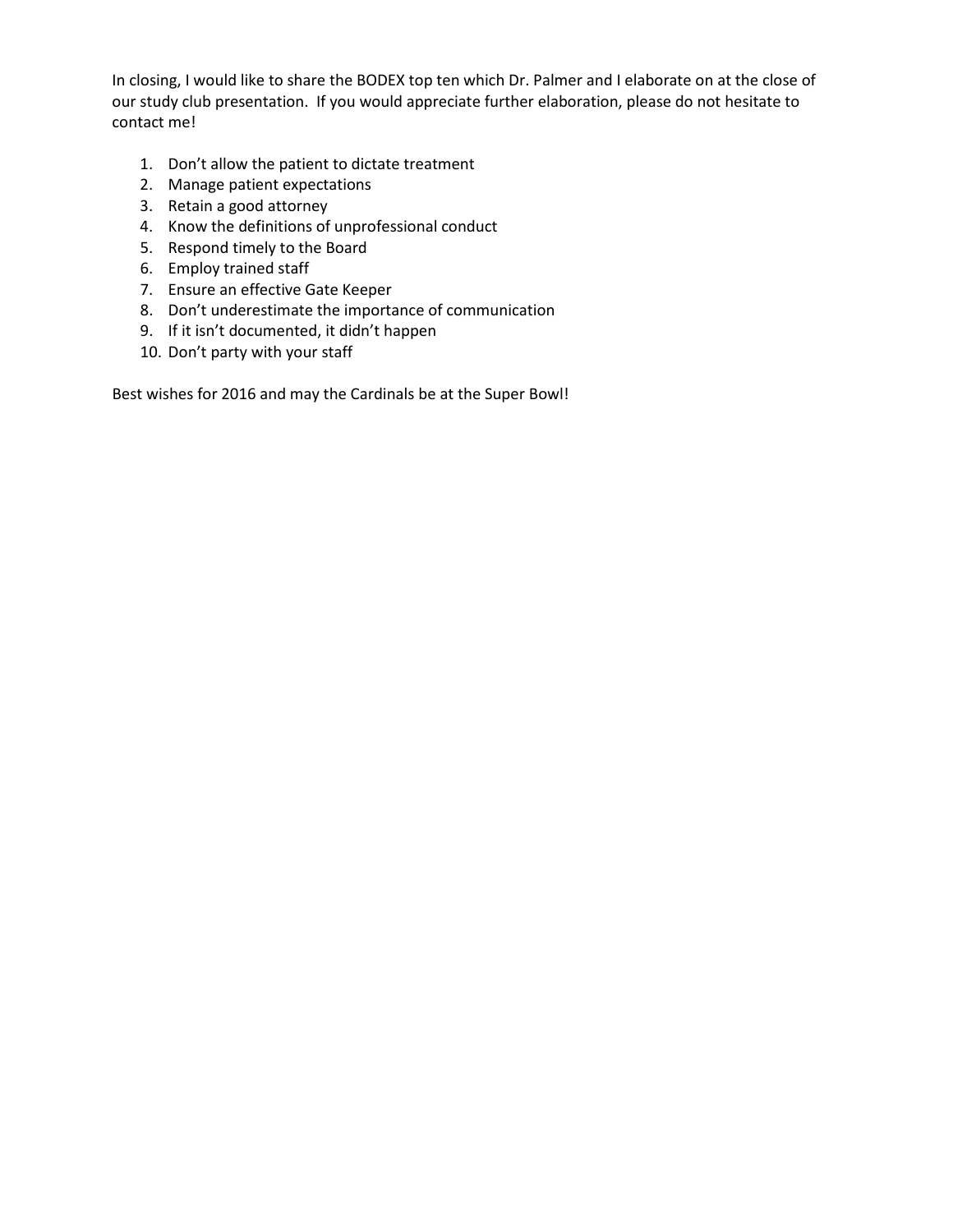In closing, I would like to share the BODEX top ten which Dr. Palmer and I elaborate on at the close of our study club presentation. If you would appreciate further elaboration, please do not hesitate to contact me!

1. Don't allow the patient to dictate treatment
2. Manage patient expectations
3. Retain a good attorney
4. Know the definitions of unprofessional conduct
5. Respond timely to the Board
6. Employ trained staff
7. Ensure an effective Gate Keeper
8. Don't underestimate the importance of communication
9. If it isn't documented, it didn't happen
10. Don't party with your staff

Best wishes for 2016 and may the Cardinals be at the Super Bowl!